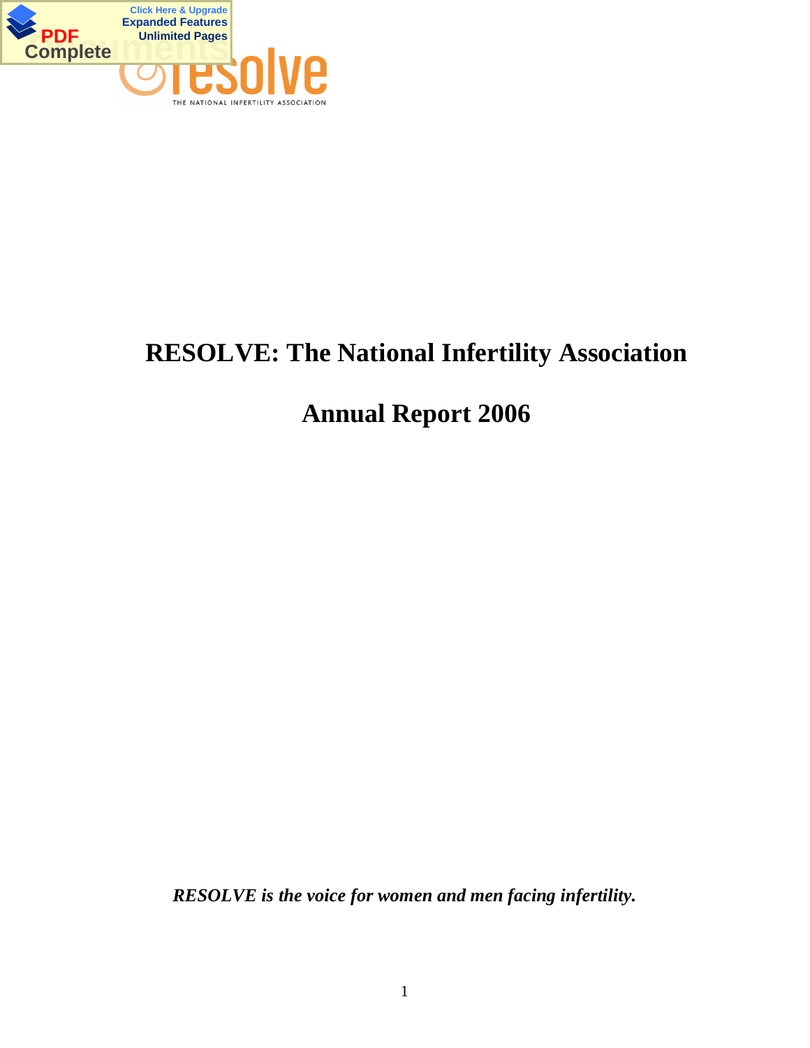# RESOLVE: The National Infertility Association

# Annual Report 2006

*RESOLVE is the voice for women and men facing infertility.*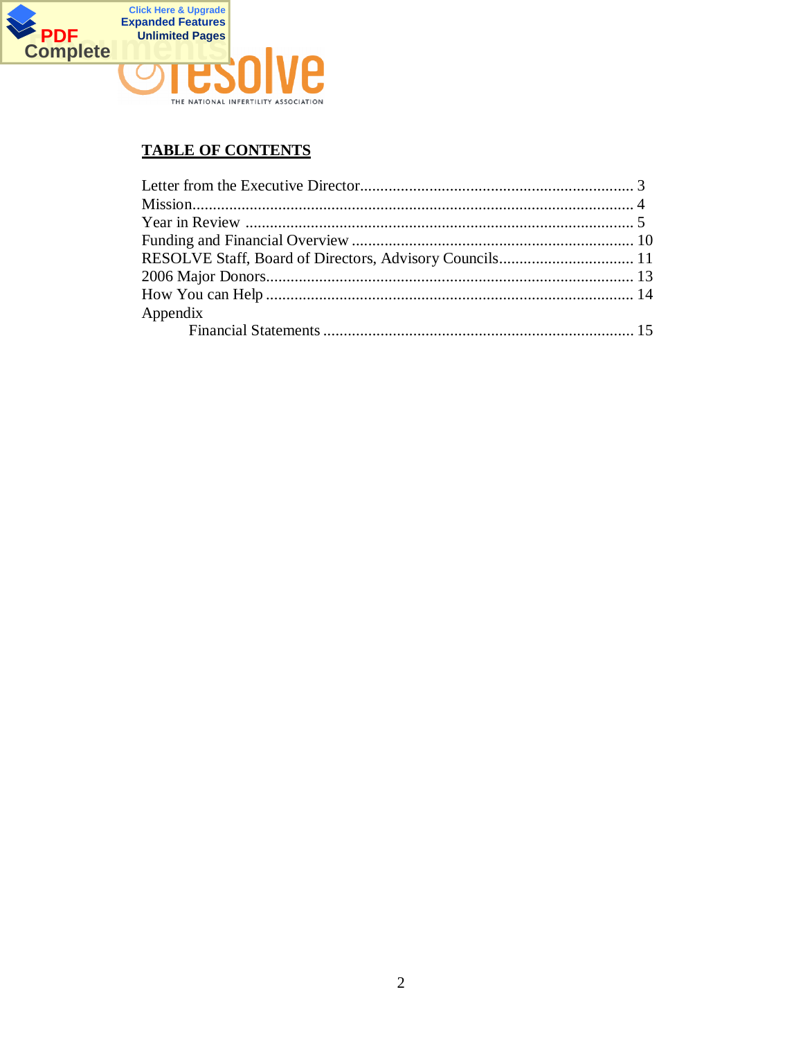## TABLE OF CONTENTS

Letter from the Executive Director .................................................................... 3
Mission........................................................................................................... 4
Year in Review .............................................................................................. 5
Funding and Financial Overview ................................................................... 10
RESOLVE Staff, Board of Directors, Advisory Councils.................................. 11
2006 Major Donors......................................................................................... 13
How You can Help ......................................................................................... 14
Appendix
    Financial Statements .................................................................................. 15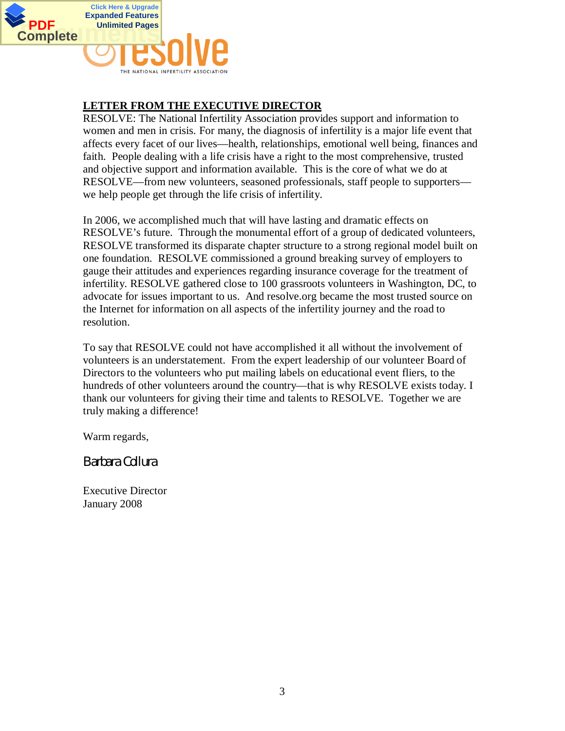## LETTER FROM THE EXECUTIVE DIRECTOR

RESOLVE: The National Infertility Association provides support and information to women and men in crisis. For many, the diagnosis of infertility is a major life event that affects every facet of our lives—health, relationships, emotional well being, finances and faith. People dealing with a life crisis have a right to the most comprehensive, trusted and objective support and information available. This is the core of what we do at RESOLVE—from new volunteers, seasoned professionals, staff people to supporters—we help people get through the life crisis of infertility.

In 2006, we accomplished much that will have lasting and dramatic effects on RESOLVE's future. Through the monumental effort of a group of dedicated volunteers, RESOLVE transformed its disparate chapter structure to a strong regional model built on one foundation. RESOLVE commissioned a ground breaking survey of employers to gauge their attitudes and experiences regarding insurance coverage for the treatment of infertility. RESOLVE gathered close to 100 grassroots volunteers in Washington, DC, to advocate for issues important to us. And resolve.org became the most trusted source on the Internet for information on all aspects of the infertility journey and the road to resolution.

To say that RESOLVE could not have accomplished it all without the involvement of volunteers is an understatement. From the expert leadership of our volunteer Board of Directors to the volunteers who put mailing labels on educational event fliers, to the hundreds of other volunteers around the country—that is why RESOLVE exists today. I thank our volunteers for giving their time and talents to RESOLVE. Together we are truly making a difference!

Warm regards,

Barbara Collura

Executive Director
January 2008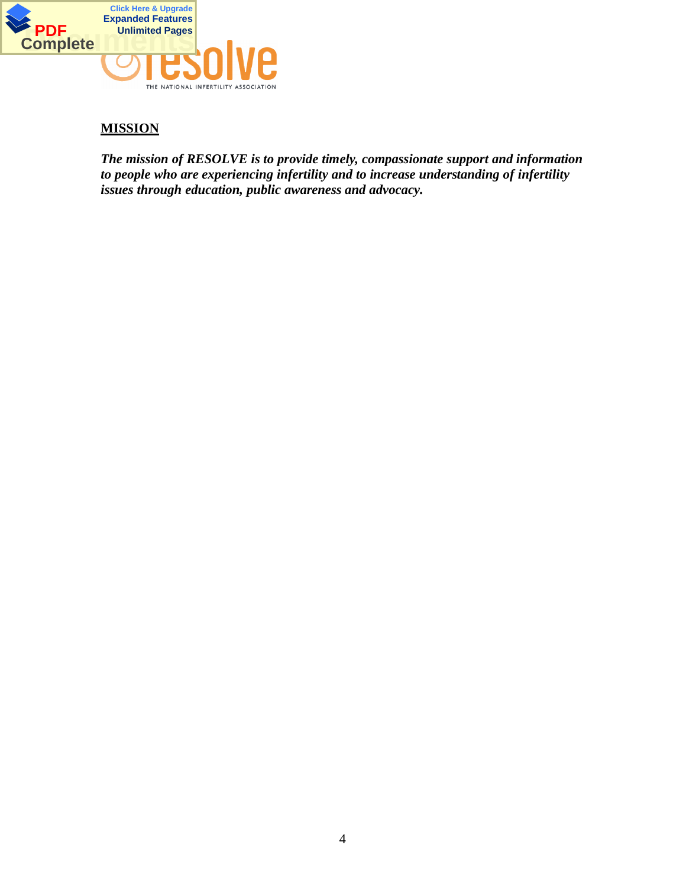## MISSION

***The mission of RESOLVE is to provide timely, compassionate support and information to people who are experiencing infertility and to increase understanding of infertility issues through education, public awareness and advocacy.***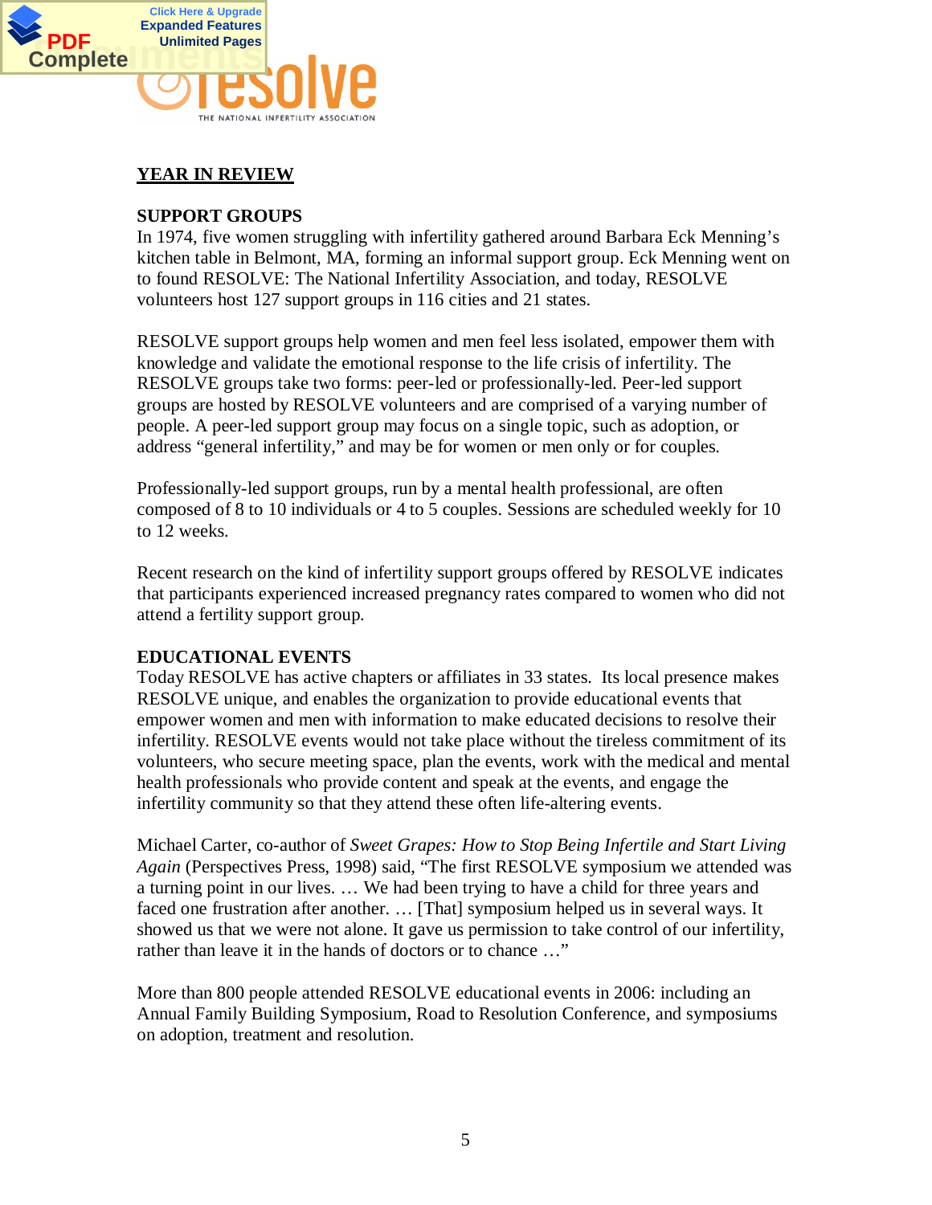## YEAR IN REVIEW

### SUPPORT GROUPS

In 1974, five women struggling with infertility gathered around Barbara Eck Menning's kitchen table in Belmont, MA, forming an informal support group. Eck Menning went on to found RESOLVE: The National Infertility Association, and today, RESOLVE volunteers host 127 support groups in 116 cities and 21 states.

RESOLVE support groups help women and men feel less isolated, empower them with knowledge and validate the emotional response to the life crisis of infertility. The RESOLVE groups take two forms: peer-led or professionally-led. Peer-led support groups are hosted by RESOLVE volunteers and are comprised of a varying number of people. A peer-led support group may focus on a single topic, such as adoption, or address "general infertility," and may be for women or men only or for couples.

Professionally-led support groups, run by a mental health professional, are often composed of 8 to 10 individuals or 4 to 5 couples. Sessions are scheduled weekly for 10 to 12 weeks.

Recent research on the kind of infertility support groups offered by RESOLVE indicates that participants experienced increased pregnancy rates compared to women who did not attend a fertility support group.

### EDUCATIONAL EVENTS

Today RESOLVE has active chapters or affiliates in 33 states. Its local presence makes RESOLVE unique, and enables the organization to provide educational events that empower women and men with information to make educated decisions to resolve their infertility. RESOLVE events would not take place without the tireless commitment of its volunteers, who secure meeting space, plan the events, work with the medical and mental health professionals who provide content and speak at the events, and engage the infertility community so that they attend these often life-altering events.

Michael Carter, co-author of *Sweet Grapes: How to Stop Being Infertile and Start Living Again* (Perspectives Press, 1998) said, "The first RESOLVE symposium we attended was a turning point in our lives. … We had been trying to have a child for three years and faced one frustration after another. … [That] symposium helped us in several ways. It showed us that we were not alone. It gave us permission to take control of our infertility, rather than leave it in the hands of doctors or to chance …"

More than 800 people attended RESOLVE educational events in 2006: including an Annual Family Building Symposium, Road to Resolution Conference, and symposiums on adoption, treatment and resolution.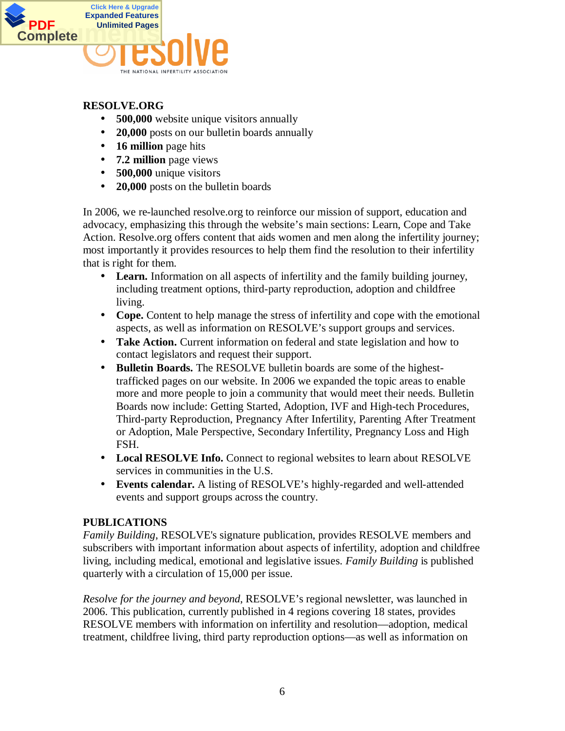## RESOLVE.ORG

- **500,000** website unique visitors annually
- **20,000** posts on our bulletin boards annually
- **16 million** page hits
- **7.2 million** page views
- **500,000** unique visitors
- **20,000** posts on the bulletin boards

In 2006, we re-launched resolve.org to reinforce our mission of support, education and advocacy, emphasizing this through the website's main sections: Learn, Cope and Take Action. Resolve.org offers content that aids women and men along the infertility journey; most importantly it provides resources to help them find the resolution to their infertility that is right for them.

- **Learn.** Information on all aspects of infertility and the family building journey, including treatment options, third-party reproduction, adoption and childfree living.
- **Cope.** Content to help manage the stress of infertility and cope with the emotional aspects, as well as information on RESOLVE's support groups and services.
- **Take Action.** Current information on federal and state legislation and how to contact legislators and request their support.
- **Bulletin Boards.** The RESOLVE bulletin boards are some of the highest-trafficked pages on our website. In 2006 we expanded the topic areas to enable more and more people to join a community that would meet their needs. Bulletin Boards now include: Getting Started, Adoption, IVF and High-tech Procedures, Third-party Reproduction, Pregnancy After Infertility, Parenting After Treatment or Adoption, Male Perspective, Secondary Infertility, Pregnancy Loss and High FSH.
- **Local RESOLVE Info.** Connect to regional websites to learn about RESOLVE services in communities in the U.S.
- **Events calendar.** A listing of RESOLVE's highly-regarded and well-attended events and support groups across the country.

## PUBLICATIONS

*Family Building*, RESOLVE's signature publication, provides RESOLVE members and subscribers with important information about aspects of infertility, adoption and childfree living, including medical, emotional and legislative issues. *Family Building* is published quarterly with a circulation of 15,000 per issue.

*Resolve for the journey and beyond*, RESOLVE's regional newsletter, was launched in 2006. This publication, currently published in 4 regions covering 18 states, provides RESOLVE members with information on infertility and resolution—adoption, medical treatment, childfree living, third party reproduction options—as well as information on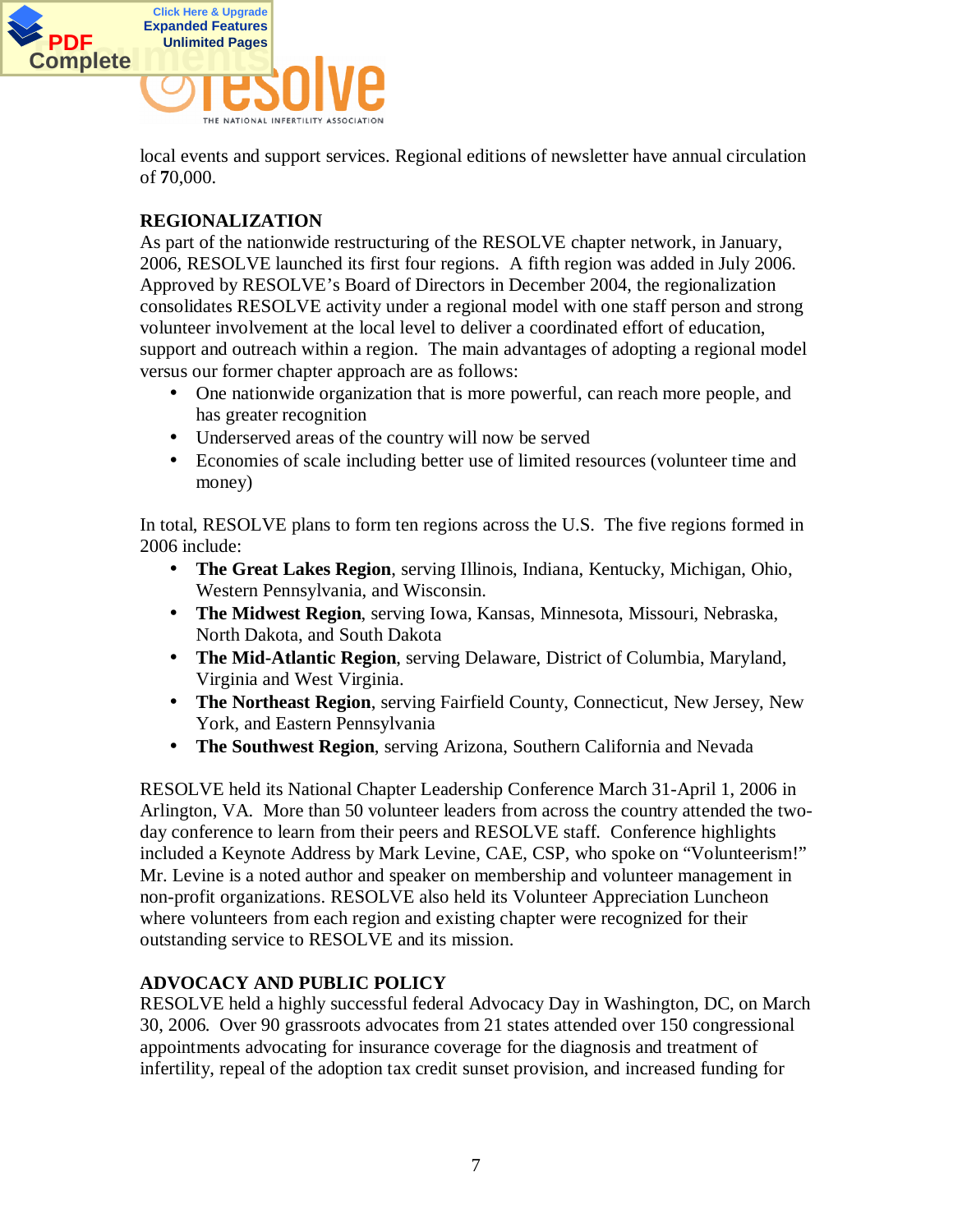local events and support services. Regional editions of newsletter have annual circulation of 70,000.

**REGIONALIZATION**

As part of the nationwide restructuring of the RESOLVE chapter network, in January, 2006, RESOLVE launched its first four regions. A fifth region was added in July 2006. Approved by RESOLVE's Board of Directors in December 2004, the regionalization consolidates RESOLVE activity under a regional model with one staff person and strong volunteer involvement at the local level to deliver a coordinated effort of education, support and outreach within a region. The main advantages of adopting a regional model versus our former chapter approach are as follows:

- One nationwide organization that is more powerful, can reach more people, and has greater recognition
- Underserved areas of the country will now be served
- Economies of scale including better use of limited resources (volunteer time and money)

In total, RESOLVE plans to form ten regions across the U.S. The five regions formed in 2006 include:

- **The Great Lakes Region**, serving Illinois, Indiana, Kentucky, Michigan, Ohio, Western Pennsylvania, and Wisconsin.
- **The Midwest Region**, serving Iowa, Kansas, Minnesota, Missouri, Nebraska, North Dakota, and South Dakota
- **The Mid-Atlantic Region**, serving Delaware, District of Columbia, Maryland, Virginia and West Virginia.
- **The Northeast Region**, serving Fairfield County, Connecticut, New Jersey, New York, and Eastern Pennsylvania
- **The Southwest Region**, serving Arizona, Southern California and Nevada

RESOLVE held its National Chapter Leadership Conference March 31-April 1, 2006 in Arlington, VA. More than 50 volunteer leaders from across the country attended the two-day conference to learn from their peers and RESOLVE staff. Conference highlights included a Keynote Address by Mark Levine, CAE, CSP, who spoke on "Volunteerism!" Mr. Levine is a noted author and speaker on membership and volunteer management in non-profit organizations. RESOLVE also held its Volunteer Appreciation Luncheon where volunteers from each region and existing chapter were recognized for their outstanding service to RESOLVE and its mission.

**ADVOCACY AND PUBLIC POLICY**

RESOLVE held a highly successful federal Advocacy Day in Washington, DC, on March 30, 2006. Over 90 grassroots advocates from 21 states attended over 150 congressional appointments advocating for insurance coverage for the diagnosis and treatment of infertility, repeal of the adoption tax credit sunset provision, and increased funding for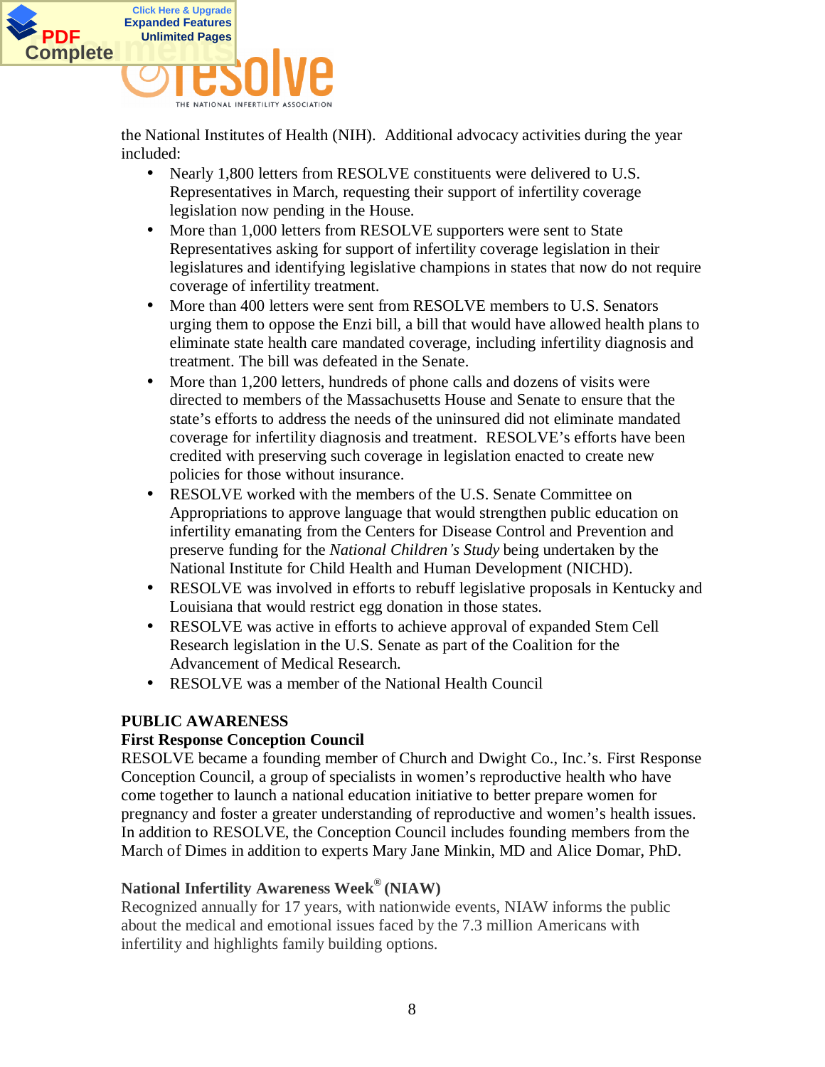the National Institutes of Health (NIH). Additional advocacy activities during the year included:

- Nearly 1,800 letters from RESOLVE constituents were delivered to U.S. Representatives in March, requesting their support of infertility coverage legislation now pending in the House.
- More than 1,000 letters from RESOLVE supporters were sent to State Representatives asking for support of infertility coverage legislation in their legislatures and identifying legislative champions in states that now do not require coverage of infertility treatment.
- More than 400 letters were sent from RESOLVE members to U.S. Senators urging them to oppose the Enzi bill, a bill that would have allowed health plans to eliminate state health care mandated coverage, including infertility diagnosis and treatment. The bill was defeated in the Senate.
- More than 1,200 letters, hundreds of phone calls and dozens of visits were directed to members of the Massachusetts House and Senate to ensure that the state's efforts to address the needs of the uninsured did not eliminate mandated coverage for infertility diagnosis and treatment. RESOLVE's efforts have been credited with preserving such coverage in legislation enacted to create new policies for those without insurance.
- RESOLVE worked with the members of the U.S. Senate Committee on Appropriations to approve language that would strengthen public education on infertility emanating from the Centers for Disease Control and Prevention and preserve funding for the *National Children's Study* being undertaken by the National Institute for Child Health and Human Development (NICHD).
- RESOLVE was involved in efforts to rebuff legislative proposals in Kentucky and Louisiana that would restrict egg donation in those states.
- RESOLVE was active in efforts to achieve approval of expanded Stem Cell Research legislation in the U.S. Senate as part of the Coalition for the Advancement of Medical Research.
- RESOLVE was a member of the National Health Council

## PUBLIC AWARENESS

### First Response Conception Council

RESOLVE became a founding member of Church and Dwight Co., Inc.'s. First Response Conception Council, a group of specialists in women's reproductive health who have come together to launch a national education initiative to better prepare women for pregnancy and foster a greater understanding of reproductive and women's health issues. In addition to RESOLVE, the Conception Council includes founding members from the March of Dimes in addition to experts Mary Jane Minkin, MD and Alice Domar, PhD.

### National Infertility Awareness Week® (NIAW)

Recognized annually for 17 years, with nationwide events, NIAW informs the public about the medical and emotional issues faced by the 7.3 million Americans with infertility and highlights family building options.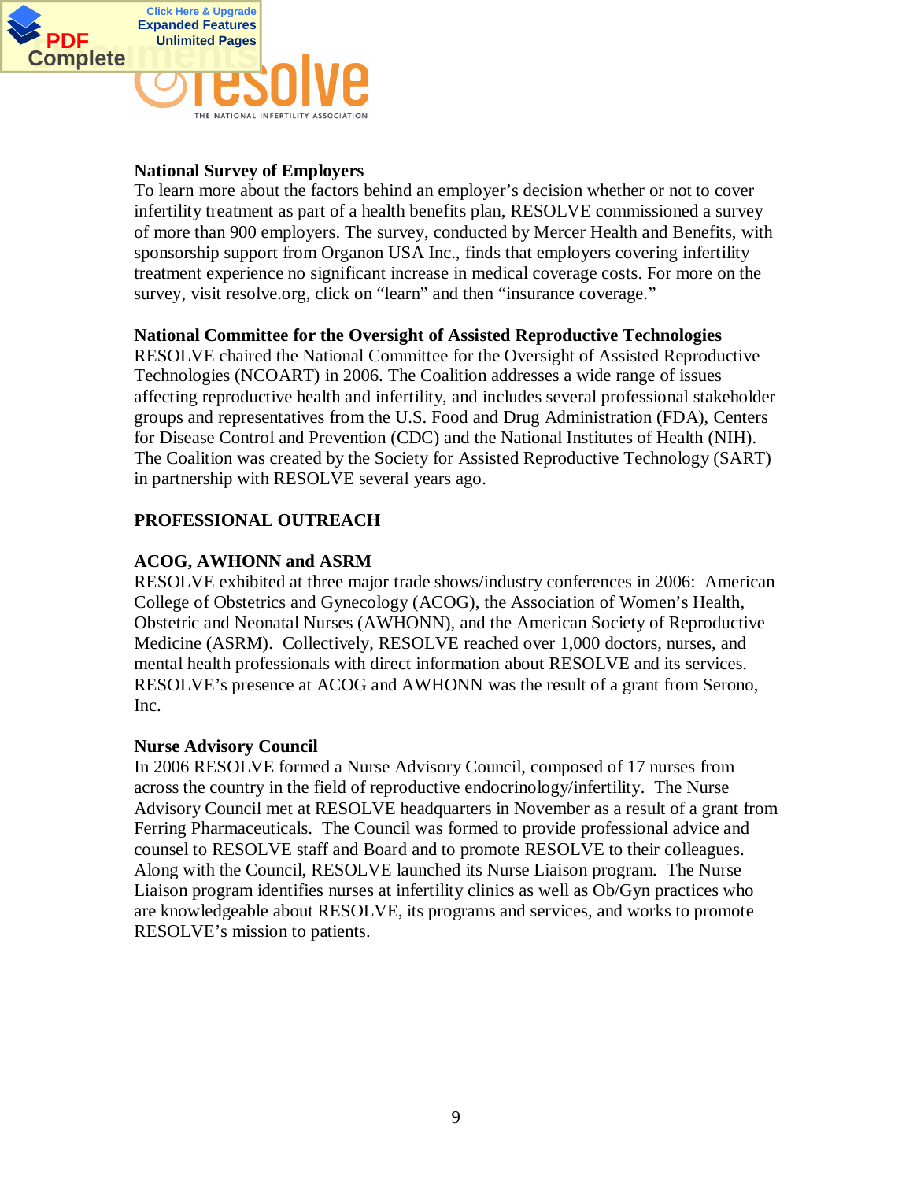**National Survey of Employers**

To learn more about the factors behind an employer's decision whether or not to cover infertility treatment as part of a health benefits plan, RESOLVE commissioned a survey of more than 900 employers. The survey, conducted by Mercer Health and Benefits, with sponsorship support from Organon USA Inc., finds that employers covering infertility treatment experience no significant increase in medical coverage costs. For more on the survey, visit resolve.org, click on "learn" and then "insurance coverage."

**National Committee for the Oversight of Assisted Reproductive Technologies**

RESOLVE chaired the National Committee for the Oversight of Assisted Reproductive Technologies (NCOART) in 2006. The Coalition addresses a wide range of issues affecting reproductive health and infertility, and includes several professional stakeholder groups and representatives from the U.S. Food and Drug Administration (FDA), Centers for Disease Control and Prevention (CDC) and the National Institutes of Health (NIH). The Coalition was created by the Society for Assisted Reproductive Technology (SART) in partnership with RESOLVE several years ago.

## PROFESSIONAL OUTREACH

**ACOG, AWHONN and ASRM**

RESOLVE exhibited at three major trade shows/industry conferences in 2006: American College of Obstetrics and Gynecology (ACOG), the Association of Women's Health, Obstetric and Neonatal Nurses (AWHONN), and the American Society of Reproductive Medicine (ASRM). Collectively, RESOLVE reached over 1,000 doctors, nurses, and mental health professionals with direct information about RESOLVE and its services. RESOLVE's presence at ACOG and AWHONN was the result of a grant from Serono, Inc.

**Nurse Advisory Council**

In 2006 RESOLVE formed a Nurse Advisory Council, composed of 17 nurses from across the country in the field of reproductive endocrinology/infertility. The Nurse Advisory Council met at RESOLVE headquarters in November as a result of a grant from Ferring Pharmaceuticals. The Council was formed to provide professional advice and counsel to RESOLVE staff and Board and to promote RESOLVE to their colleagues. Along with the Council, RESOLVE launched its Nurse Liaison program. The Nurse Liaison program identifies nurses at infertility clinics as well as Ob/Gyn practices who are knowledgeable about RESOLVE, its programs and services, and works to promote RESOLVE's mission to patients.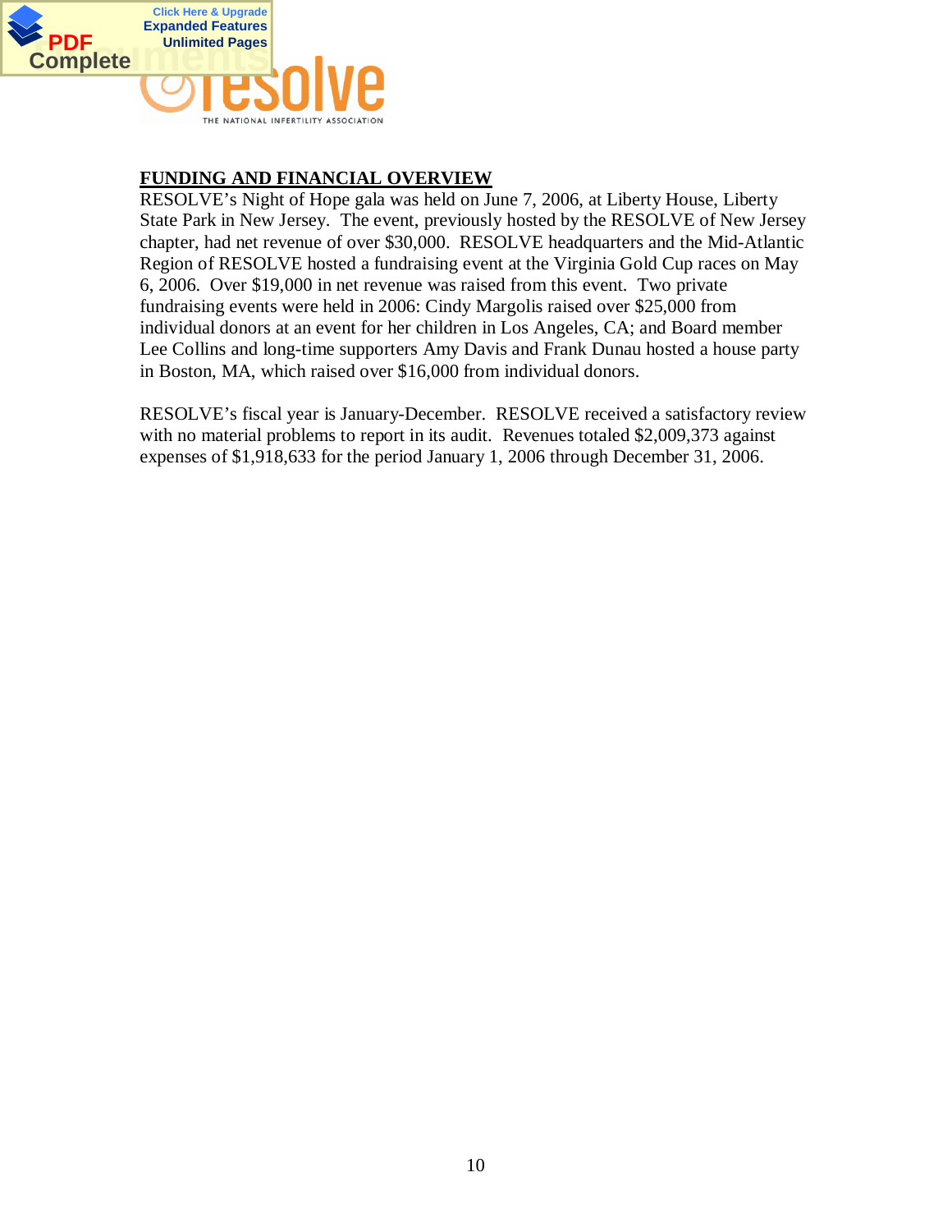## FUNDING AND FINANCIAL OVERVIEW

RESOLVE's Night of Hope gala was held on June 7, 2006, at Liberty House, Liberty State Park in New Jersey. The event, previously hosted by the RESOLVE of New Jersey chapter, had net revenue of over $30,000. RESOLVE headquarters and the Mid-Atlantic Region of RESOLVE hosted a fundraising event at the Virginia Gold Cup races on May 6, 2006. Over $19,000 in net revenue was raised from this event. Two private fundraising events were held in 2006: Cindy Margolis raised over $25,000 from individual donors at an event for her children in Los Angeles, CA; and Board member Lee Collins and long-time supporters Amy Davis and Frank Dunau hosted a house party in Boston, MA, which raised over $16,000 from individual donors.

RESOLVE's fiscal year is January-December. RESOLVE received a satisfactory review with no material problems to report in its audit. Revenues totaled $2,009,373 against expenses of $1,918,633 for the period January 1, 2006 through December 31, 2006.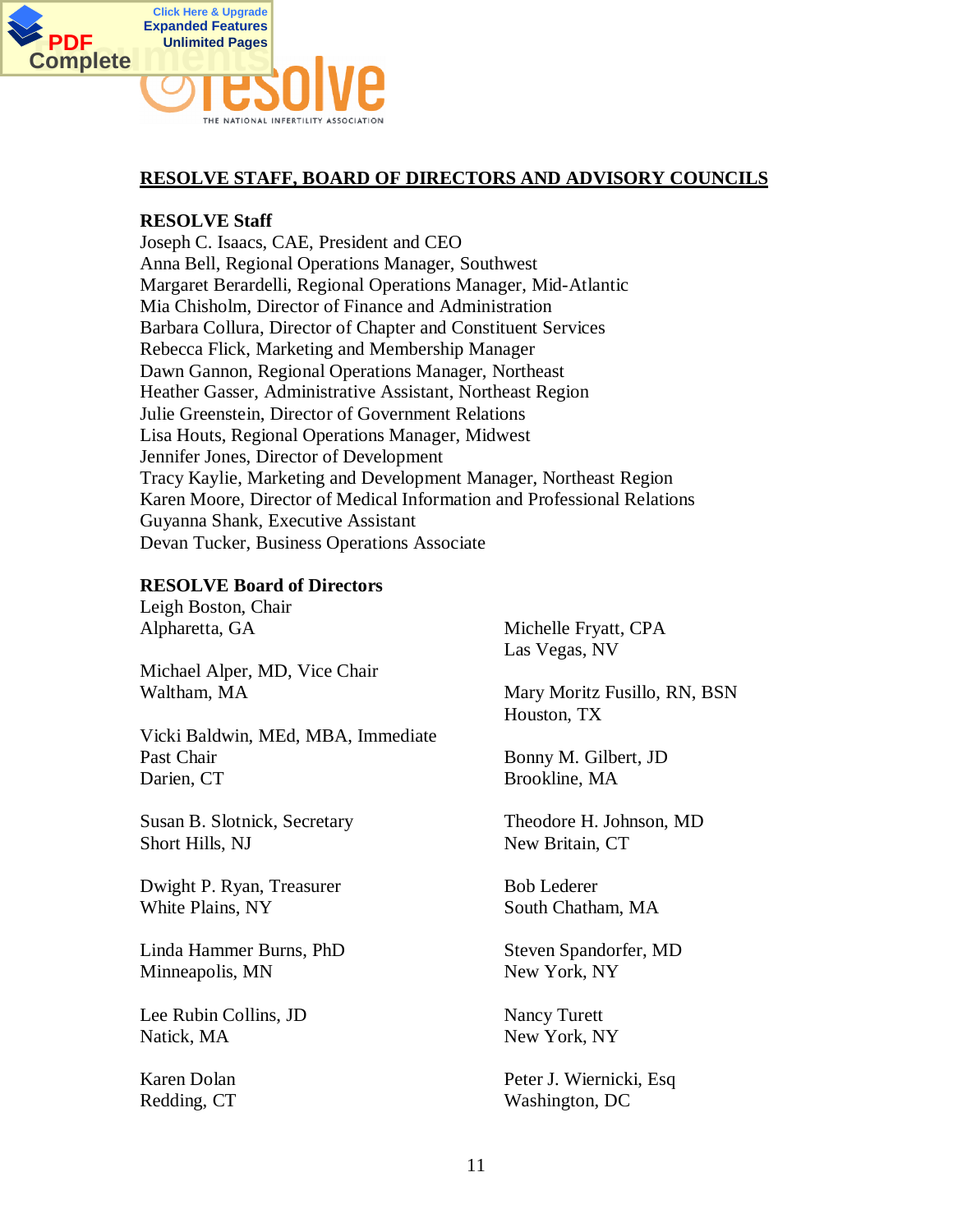## RESOLVE STAFF, BOARD OF DIRECTORS AND ADVISORY COUNCILS

**RESOLVE Staff**

Joseph C. Isaacs, CAE, President and CEO
Anna Bell, Regional Operations Manager, Southwest
Margaret Berardelli, Regional Operations Manager, Mid-Atlantic
Mia Chisholm, Director of Finance and Administration
Barbara Collura, Director of Chapter and Constituent Services
Rebecca Flick, Marketing and Membership Manager
Dawn Gannon, Regional Operations Manager, Northeast
Heather Gasser, Administrative Assistant, Northeast Region
Julie Greenstein, Director of Government Relations
Lisa Houts, Regional Operations Manager, Midwest
Jennifer Jones, Director of Development
Tracy Kaylie, Marketing and Development Manager, Northeast Region
Karen Moore, Director of Medical Information and Professional Relations
Guyanna Shank, Executive Assistant
Devan Tucker, Business Operations Associate

**RESOLVE Board of Directors**

Leigh Boston, Chair
Alpharetta, GA

Michael Alper, MD, Vice Chair
Waltham, MA

Vicki Baldwin, MEd, MBA, Immediate Past Chair
Darien, CT

Susan B. Slotnick, Secretary
Short Hills, NJ

Dwight P. Ryan, Treasurer
White Plains, NY

Linda Hammer Burns, PhD
Minneapolis, MN

Lee Rubin Collins, JD
Natick, MA

Karen Dolan
Redding, CT

Michelle Fryatt, CPA
Las Vegas, NV

Mary Moritz Fusillo, RN, BSN
Houston, TX

Bonny M. Gilbert, JD
Brookline, MA

Theodore H. Johnson, MD
New Britain, CT

Bob Lederer
South Chatham, MA

Steven Spandorfer, MD
New York, NY

Nancy Turett
New York, NY

Peter J. Wiernicki, Esq
Washington, DC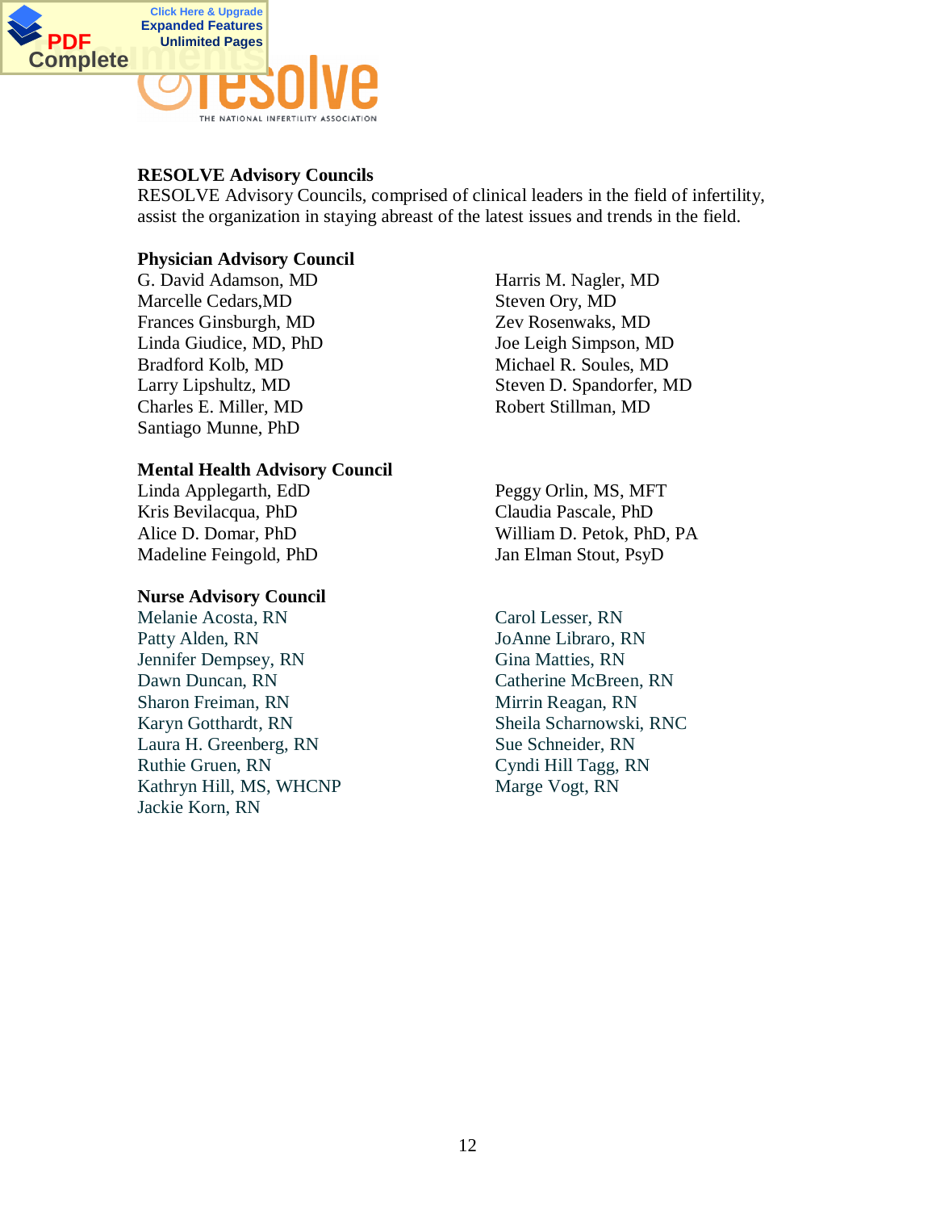## RESOLVE Advisory Councils

RESOLVE Advisory Councils, comprised of clinical leaders in the field of infertility, assist the organization in staying abreast of the latest issues and trends in the field.

### Physician Advisory Council

G. David Adamson, MD
Marcelle Cedars,MD
Frances Ginsburgh, MD
Linda Giudice, MD, PhD
Bradford Kolb, MD
Larry Lipshultz, MD
Charles E. Miller, MD
Santiago Munne, PhD
Harris M. Nagler, MD
Steven Ory, MD
Zev Rosenwaks, MD
Joe Leigh Simpson, MD
Michael R. Soules, MD
Steven D. Spandorfer, MD
Robert Stillman, MD

### Mental Health Advisory Council

Linda Applegarth, EdD
Kris Bevilacqua, PhD
Alice D. Domar, PhD
Madeline Feingold, PhD
Peggy Orlin, MS, MFT
Claudia Pascale, PhD
William D. Petok, PhD, PA
Jan Elman Stout, PsyD

### Nurse Advisory Council

Melanie Acosta, RN
Patty Alden, RN
Jennifer Dempsey, RN
Dawn Duncan, RN
Sharon Freiman, RN
Karyn Gotthardt, RN
Laura H. Greenberg, RN
Ruthie Gruen, RN
Kathryn Hill, MS, WHCNP
Jackie Korn, RN
Carol Lesser, RN
JoAnne Libraro, RN
Gina Matties, RN
Catherine McBreen, RN
Mirrin Reagan, RN
Sheila Scharnowski, RNC
Sue Schneider, RN
Cyndi Hill Tagg, RN
Marge Vogt, RN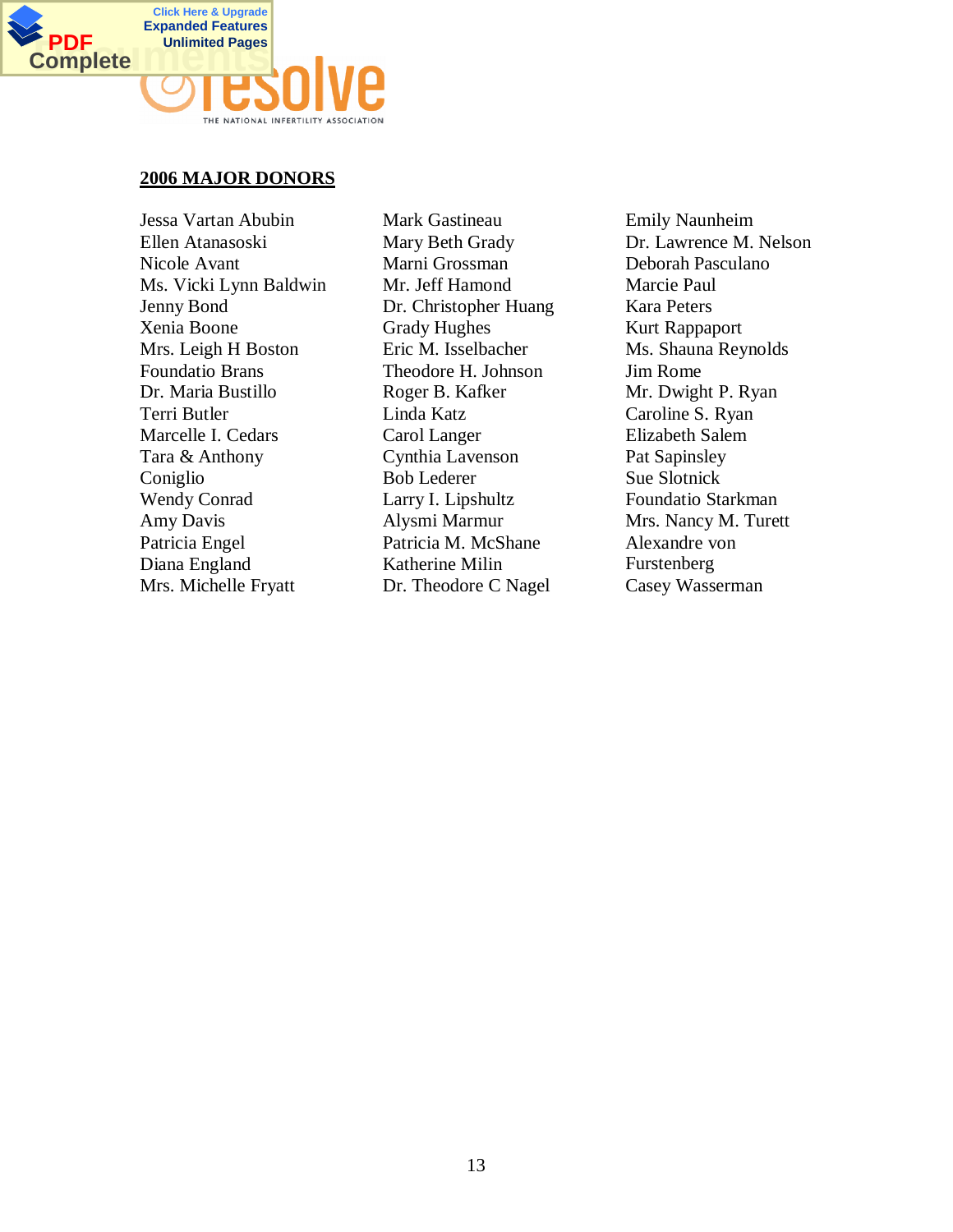## 2006 MAJOR DONORS

Jessa Vartan Abubin
Ellen Atanasoski
Nicole Avant
Ms. Vicki Lynn Baldwin
Jenny Bond
Xenia Boone
Mrs. Leigh H Boston
Foundatio Brans
Dr. Maria Bustillo
Terri Butler
Marcelle I. Cedars
Tara & Anthony Coniglio
Wendy Conrad
Amy Davis
Patricia Engel
Diana England
Mrs. Michelle Fryatt
Mark Gastineau
Mary Beth Grady
Marni Grossman
Mr. Jeff Hamond
Dr. Christopher Huang
Grady Hughes
Eric M. Isselbacher
Theodore H. Johnson
Roger B. Kafker
Linda Katz
Carol Langer
Cynthia Lavenson
Bob Lederer
Larry I. Lipshultz
Alysmi Marmur
Patricia M. McShane
Katherine Milin
Dr. Theodore C Nagel
Emily Naunheim
Dr. Lawrence M. Nelson
Deborah Pasculano
Marcie Paul
Kara Peters
Kurt Rappaport
Ms. Shauna Reynolds
Jim Rome
Mr. Dwight P. Ryan
Caroline S. Ryan
Elizabeth Salem
Pat Sapinsley
Sue Slotnick
Foundatio Starkman
Mrs. Nancy M. Turett
Alexandre von Furstenberg
Casey Wasserman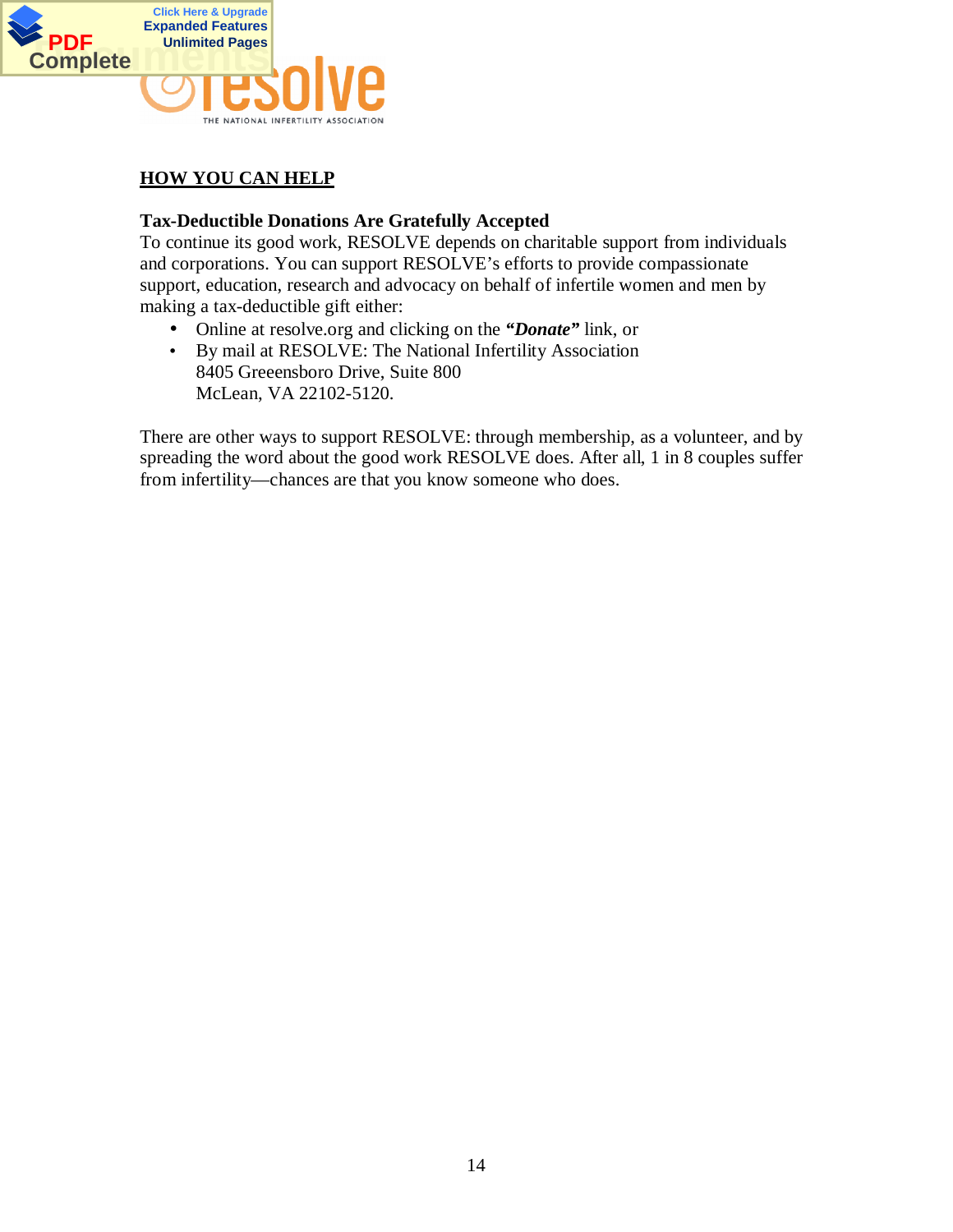## HOW YOU CAN HELP

**Tax-Deductible Donations Are Gratefully Accepted**

To continue its good work, RESOLVE depends on charitable support from individuals and corporations. You can support RESOLVE's efforts to provide compassionate support, education, research and advocacy on behalf of infertile women and men by making a tax-deductible gift either:

- Online at resolve.org and clicking on the ***"Donate"*** link, or
- By mail at RESOLVE: The National Infertility Association
  8405 Greeensboro Drive, Suite 800
  McLean, VA 22102-5120.

There are other ways to support RESOLVE: through membership, as a volunteer, and by spreading the word about the good work RESOLVE does. After all, 1 in 8 couples suffer from infertility—chances are that you know someone who does.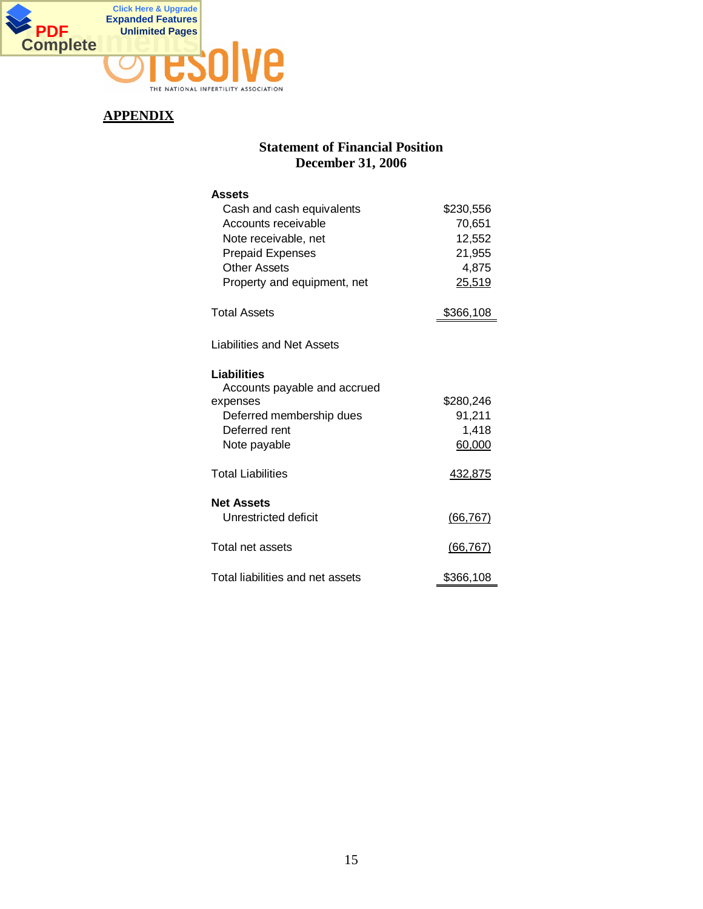## APPENDIX

### Statement of Financial Position
### December 31, 2006

| | |
|---|---|
| **Assets** | |
| Cash and cash equivalents | $230,556 |
| Accounts receivable | 70,651 |
| Note receivable, net | 12,552 |
| Prepaid Expenses | 21,955 |
| Other Assets | 4,875 |
| Property and equipment, net | 25,519 |
| Total Assets | $366,108 |
| Liabilities and Net Assets | |
| **Liabilities** | |
| Accounts payable and accrued expenses | $280,246 |
| Deferred membership dues | 91,211 |
| Deferred rent | 1,418 |
| Note payable | 60,000 |
| Total Liabilities | 432,875 |
| **Net Assets** | |
| Unrestricted deficit | (66,767) |
| Total net assets | (66,767) |
| Total liabilities and net assets | $366,108 |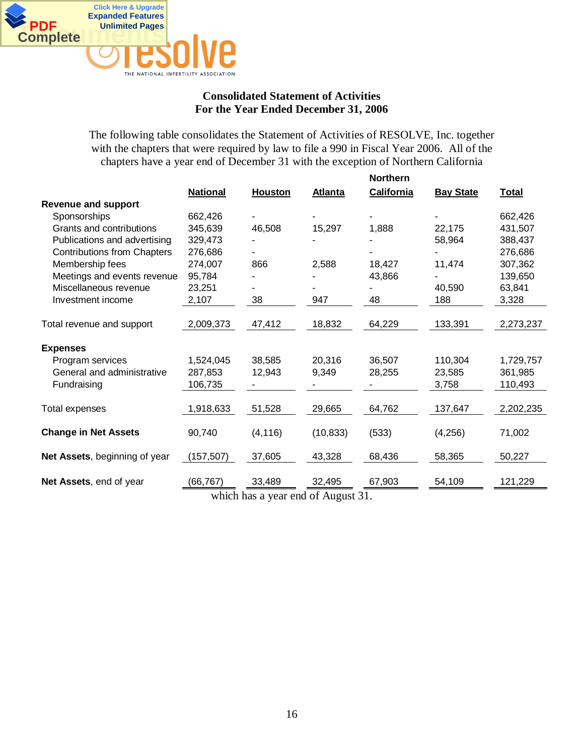## Consolidated Statement of Activities
## For the Year Ended December 31, 2006

The following table consolidates the Statement of Activities of RESOLVE, Inc. together with the chapters that were required by law to file a 990 in Fiscal Year 2006. All of the chapters have a year end of December 31 with the exception of Northern California which has a year end of August 31.

| | National | Houston | Atlanta | Northern California | Bay State | Total |
|---|---|---|---|---|---|---|
| **Revenue and support** | | | | | | |
| Sponsorships | 662,426 | - | - | - | - | 662,426 |
| Grants and contributions | 345,639 | 46,508 | 15,297 | 1,888 | 22,175 | 431,507 |
| Publications and advertising | 329,473 | - | - | - | 58,964 | 388,437 |
| Contributions from Chapters | 276,686 | - | | - | - | 276,686 |
| Membership fees | 274,007 | 866 | 2,588 | 18,427 | 11,474 | 307,362 |
| Meetings and events revenue | 95,784 | - | - | 43,866 | - | 139,650 |
| Miscellaneous revenue | 23,251 | - | - | - | 40,590 | 63,841 |
| Investment income | 2,107 | 38 | 947 | 48 | 188 | 3,328 |
| Total revenue and support | 2,009,373 | 47,412 | 18,832 | 64,229 | 133,391 | 2,273,237 |
| **Expenses** | | | | | | |
| Program services | 1,524,045 | 38,585 | 20,316 | 36,507 | 110,304 | 1,729,757 |
| General and administrative | 287,853 | 12,943 | 9,349 | 28,255 | 23,585 | 361,985 |
| Fundraising | 106,735 | - | - | - | 3,758 | 110,493 |
| Total expenses | 1,918,633 | 51,528 | 29,665 | 64,762 | 137,647 | 2,202,235 |
| **Change in Net Assets** | 90,740 | (4,116) | (10,833) | (533) | (4,256) | 71,002 |
| **Net Assets**, beginning of year | (157,507) | 37,605 | 43,328 | 68,436 | 58,365 | 50,227 |
| **Net Assets**, end of year | (66,767) | 33,489 | 32,495 | 67,903 | 54,109 | 121,229 |